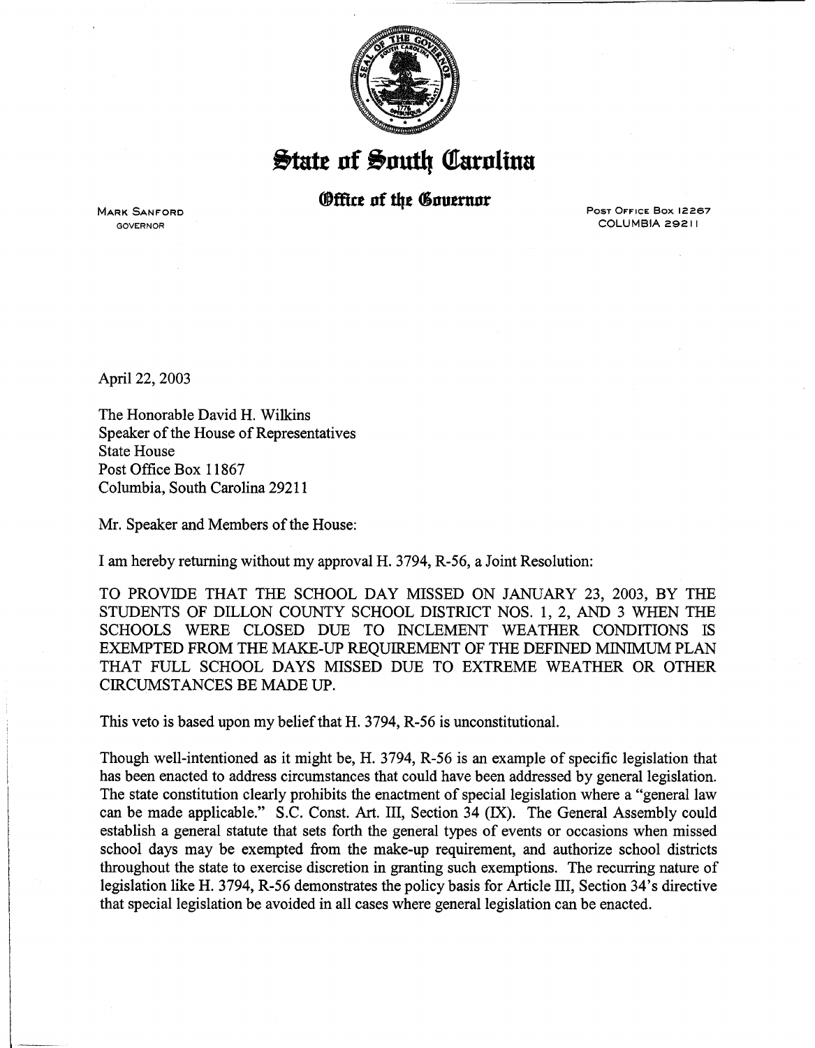# State of South Carolina

## Office of the Governor

MARK SANFORD
GOVERNOR

POST OFFICE BOX 12267
COLUMBIA 29211

April 22, 2003

The Honorable David H. Wilkins
Speaker of the House of Representatives
State House
Post Office Box 11867
Columbia, South Carolina 29211

Mr. Speaker and Members of the House:

I am hereby returning without my approval H. 3794, R-56, a Joint Resolution:

TO PROVIDE THAT THE SCHOOL DAY MISSED ON JANUARY 23, 2003, BY THE STUDENTS OF DILLON COUNTY SCHOOL DISTRICT NOS. 1, 2, AND 3 WHEN THE SCHOOLS WERE CLOSED DUE TO INCLEMENT WEATHER CONDITIONS IS EXEMPTED FROM THE MAKE-UP REQUIREMENT OF THE DEFINED MINIMUM PLAN THAT FULL SCHOOL DAYS MISSED DUE TO EXTREME WEATHER OR OTHER CIRCUMSTANCES BE MADE UP.

This veto is based upon my belief that H. 3794, R-56 is unconstitutional.

Though well-intentioned as it might be, H. 3794, R-56 is an example of specific legislation that has been enacted to address circumstances that could have been addressed by general legislation. The state constitution clearly prohibits the enactment of special legislation where a "general law can be made applicable." S.C. Const. Art. III, Section 34 (IX). The General Assembly could establish a general statute that sets forth the general types of events or occasions when missed school days may be exempted from the make-up requirement, and authorize school districts throughout the state to exercise discretion in granting such exemptions. The recurring nature of legislation like H. 3794, R-56 demonstrates the policy basis for Article III, Section 34's directive that special legislation be avoided in all cases where general legislation can be enacted.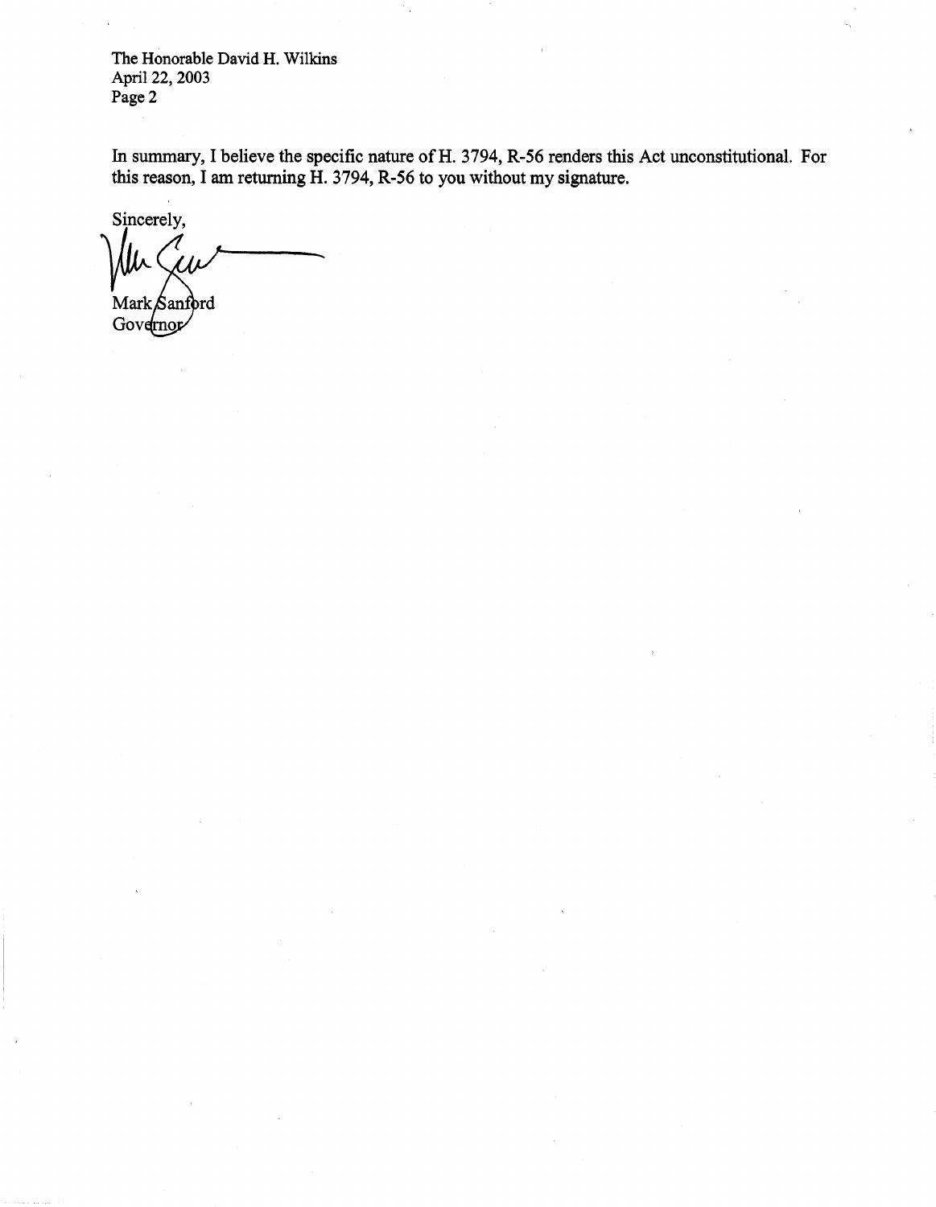In summary, I believe the specific nature of H. 3794, R-56 renders this Act unconstitutional. For this reason, I am returning H. 3794, R-56 to you without my signature.

Sincerely,

Mark Sanford
Governor